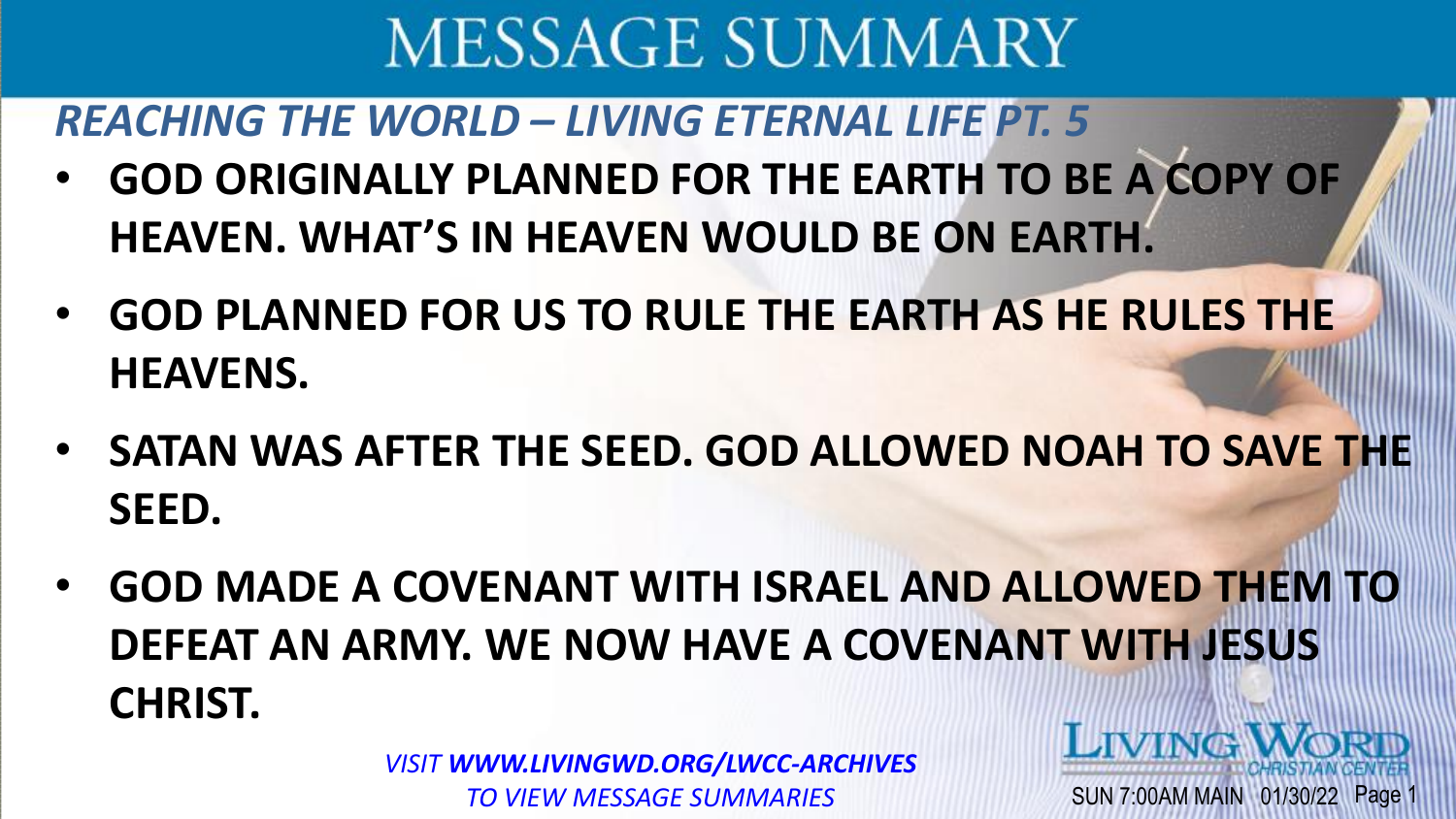# MESSAGE SUMMARY

## *REACHING THE WORLD – LIVING ETERNAL LIFE PT. 5*

- **GOD ORIGINALLY PLANNED FOR THE EARTH TO BE A COPY OF HEAVEN. WHAT'S IN HEAVEN WOULD BE ON EARTH.**
- **GOD PLANNED FOR US TO RULE THE EARTH AS HE RULES THE HEAVENS.**
- **SATAN WAS AFTER THE SEED. GOD ALLOWED NOAH TO SAVE THE SEED.**
- **GOD MADE A COVENANT WITH ISRAEL AND ALLOWED THEM TO DEFEAT AN ARMY. WE NOW HAVE A COVENANT WITH JESUS CHRIST.**

*VISIT **WWW.LIVINGWD.ORG/LWCC-ARCHIVES** TO VIEW MESSAGE SUMMARIES*

LIVING WORD CHRISTIAN CENTER

SUN 7:00AM MAIN 01/30/22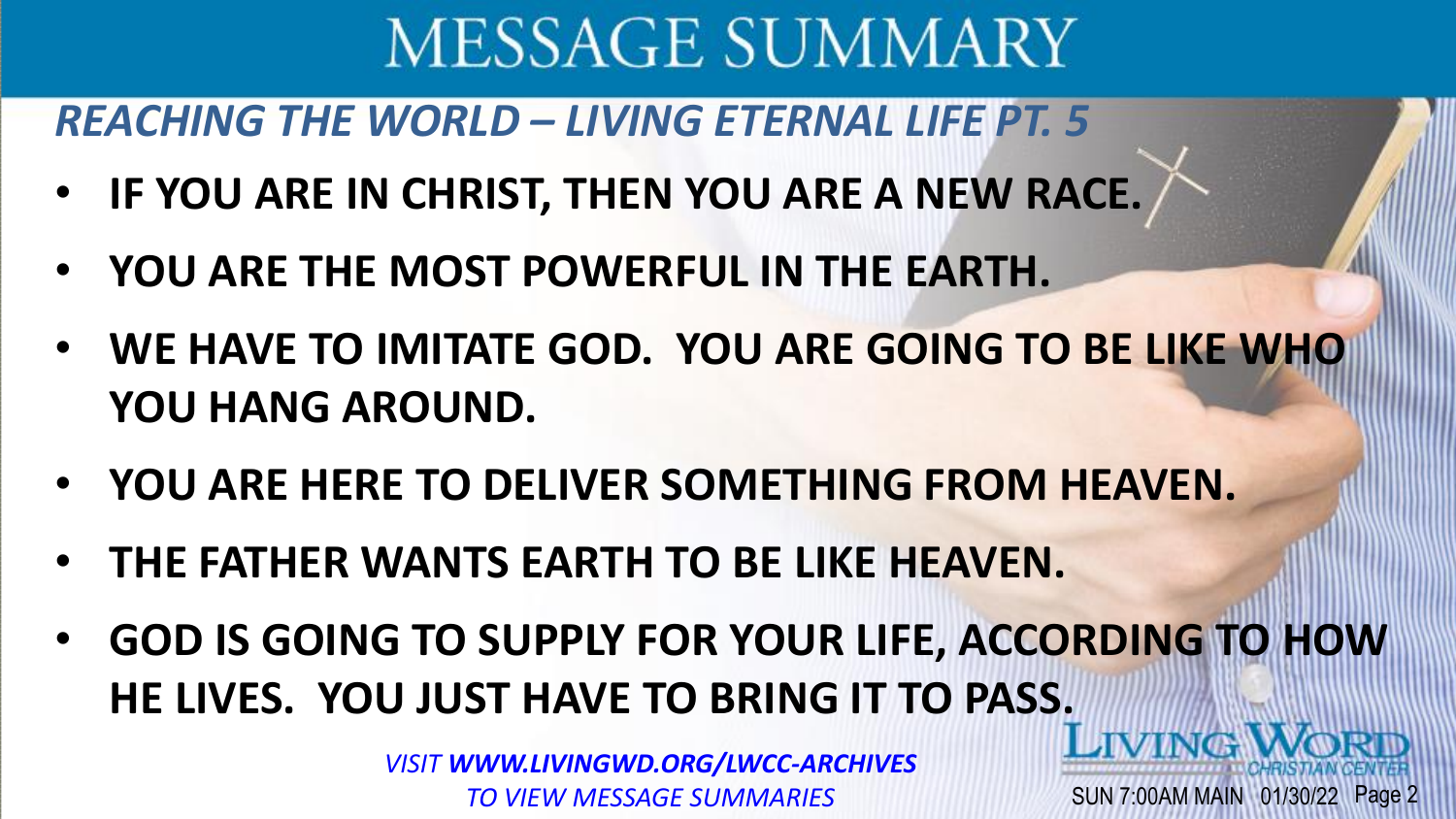# MESSAGE SUMMARY

## *REACHING THE WORLD – LIVING ETERNAL LIFE PT. 5*

- **IF YOU ARE IN CHRIST, THEN YOU ARE A NEW RACE.**
- **YOU ARE THE MOST POWERFUL IN THE EARTH.**
- **WE HAVE TO IMITATE GOD. YOU ARE GOING TO BE LIKE WHO YOU HANG AROUND.**
- **YOU ARE HERE TO DELIVER SOMETHING FROM HEAVEN.**
- **THE FATHER WANTS EARTH TO BE LIKE HEAVEN.**
- **GOD IS GOING TO SUPPLY FOR YOUR LIFE, ACCORDING TO HOW HE LIVES. YOU JUST HAVE TO BRING IT TO PASS.**

*VISIT **WWW.LIVINGWD.ORG/LWCC-ARCHIVES** TO VIEW MESSAGE SUMMARIES*

LIVING WORD CHRISTIAN CENTER

SUN 7:00AM MAIN 01/30/22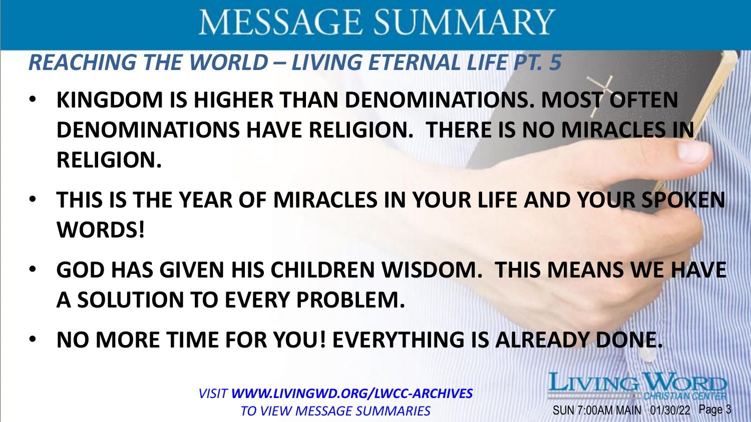# MESSAGE SUMMARY

## *REACHING THE WORLD – LIVING ETERNAL LIFE PT. 5*

- **KINGDOM IS HIGHER THAN DENOMINATIONS. MOST OFTEN DENOMINATIONS HAVE RELIGION. THERE IS NO MIRACLES IN RELIGION.**
- **THIS IS THE YEAR OF MIRACLES IN YOUR LIFE AND YOUR SPOKEN WORDS!**
- **GOD HAS GIVEN HIS CHILDREN WISDOM. THIS MEANS WE HAVE A SOLUTION TO EVERY PROBLEM.**
- **NO MORE TIME FOR YOU! EVERYTHING IS ALREADY DONE.**

*VISIT **WWW.LIVINGWD.ORG/LWCC-ARCHIVES** TO VIEW MESSAGE SUMMARIES*

LIVING WORD CHRISTIAN CENTER

SUN 7:00AM MAIN 01/30/22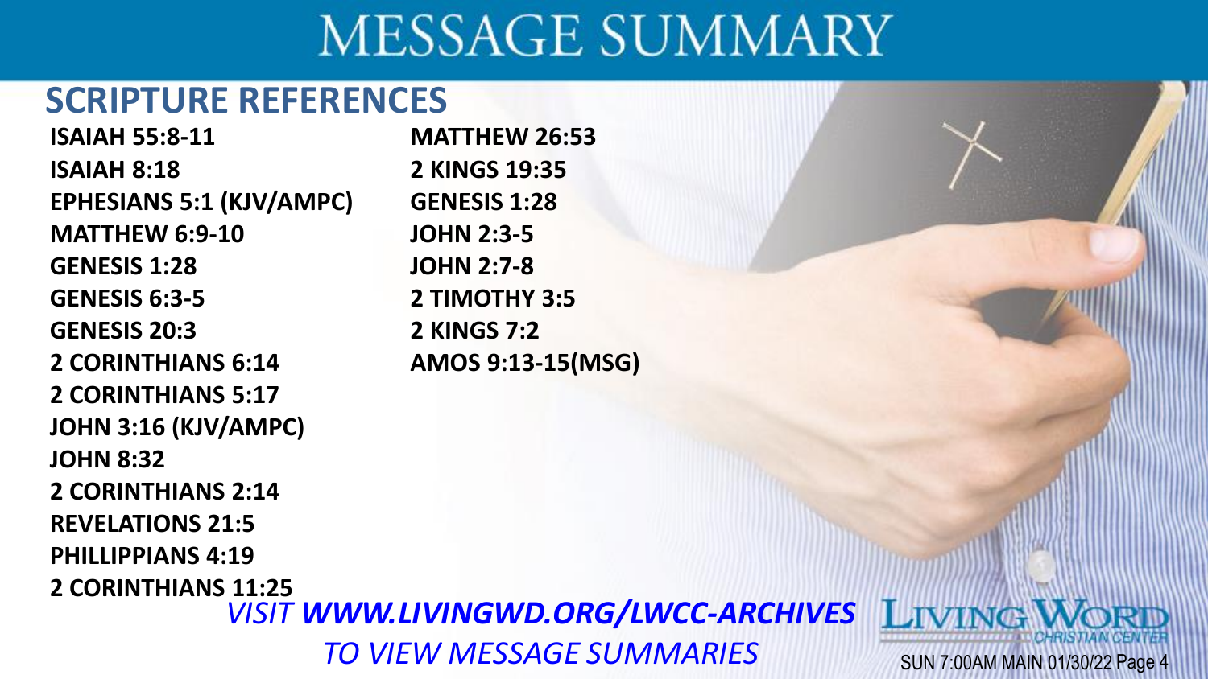# MESSAGE SUMMARY

## SCRIPTURE REFERENCES

**ISAIAH 55:8-11**
**ISAIAH 8:18**
**EPHESIANS 5:1 (KJV/AMPC)**
**MATTHEW 6:9-10**
**GENESIS 1:28**
**GENESIS 6:3-5**
**GENESIS 20:3**
**2 CORINTHIANS 6:14**
**2 CORINTHIANS 5:17**
**JOHN 3:16 (KJV/AMPC)**
**JOHN 8:32**
**2 CORINTHIANS 2:14**
**REVELATIONS 21:5**
**PHILLIPPIANS 4:19**
**2 CORINTHIANS 11:25**
**MATTHEW 26:53**
**2 KINGS 19:35**
**GENESIS 1:28**
**JOHN 2:3-5**
**JOHN 2:7-8**
**2 TIMOTHY 3:5**
**2 KINGS 7:2**
**AMOS 9:13-15(MSG)**

*VISIT **WWW.LIVINGWD.ORG/LWCC-ARCHIVES***
*TO VIEW MESSAGE SUMMARIES*

LIVING WORD CHRISTIAN CENTER

SUN 7:00AM MAIN 01/30/22